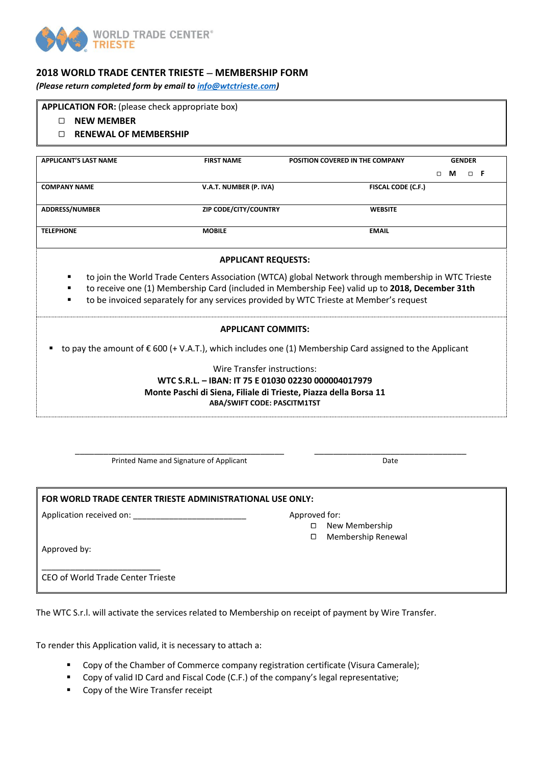WORLD TRADE CENTER®
TRIESTE

## 2018 WORLD TRADE CENTER TRIESTE – MEMBERSHIP FORM

***(Please return completed form by email to [info@wtctrieste.com](mailto:info@wtctrieste.com))***

**APPLICATION FOR:** (please check appropriate box)

- ☐ **NEW MEMBER**
- ☐ **RENEWAL OF MEMBERSHIP**

| APPLICANT'S LAST NAME | FIRST NAME | POSITION COVERED IN THE COMPANY | GENDER |
|---|---|---|---|
| | | | ☐ M ☐ F |
| **COMPANY NAME** | **V.A.T. NUMBER (P. IVA)** | **FISCAL CODE (C.F.)** | |
| | | | |
| **ADDRESS/NUMBER** | **ZIP CODE/CITY/COUNTRY** | **WEBSITE** | |
| | | | |
| **TELEPHONE** | **MOBILE** | **EMAIL** | |
| | | | |

### APPLICANT REQUESTS:

- to join the World Trade Centers Association (WTCA) global Network through membership in WTC Trieste
- to receive one (1) Membership Card (included in Membership Fee) valid up to **2018, December 31th**
- to be invoiced separately for any services provided by WTC Trieste at Member's request

### APPLICANT COMMITS:

- to pay the amount of € 600 (+ V.A.T.), which includes one (1) Membership Card assigned to the Applicant

Wire Transfer instructions:

**WTC S.R.L. – IBAN: IT 75 E 01030 02230 000004017979**

**Monte Paschi di Siena, Filiale di Trieste, Piazza della Borsa 11**

**ABA/SWIFT CODE: PASCITM1TST**

\_\_\_\_\_\_\_\_\_\_\_\_\_\_\_\_\_\_\_\_\_\_\_\_\_\_\_\_\_\_\_\_\_\_\_\_\_\_\_\_\_\_\_\_ Printed Name and Signature of Applicant

\_\_\_\_\_\_\_\_\_\_\_\_\_\_\_\_\_\_\_\_\_\_\_\_\_\_\_\_\_\_\_\_\_\_ Date

**FOR WORLD TRADE CENTER TRIESTE ADMINISTRATIONAL USE ONLY:**

Application received on: \_\_\_\_\_\_\_\_\_\_\_\_\_\_\_\_\_\_\_\_\_\_\_\_\_\_

Approved for:

- ☐ New Membership
- ☐ Membership Renewal

Approved by:

\_\_\_\_\_\_\_\_\_\_\_\_\_\_\_\_\_\_\_\_\_\_\_\_\_\_\_

CEO of World Trade Center Trieste

The WTC S.r.l. will activate the services related to Membership on receipt of payment by Wire Transfer.

To render this Application valid, it is necessary to attach a:

- Copy of the Chamber of Commerce company registration certificate (Visura Camerale);
- Copy of valid ID Card and Fiscal Code (C.F.) of the company's legal representative;
- Copy of the Wire Transfer receipt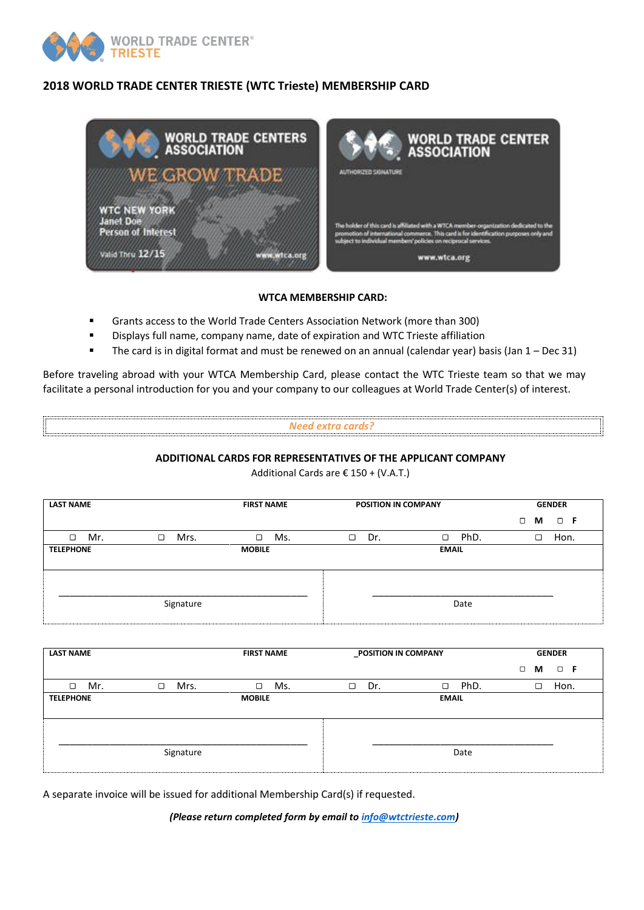WORLD TRADE CENTER® TRIESTE

## 2018 WORLD TRADE CENTER TRIESTE (WTC Trieste) MEMBERSHIP CARD

**WTCA MEMBERSHIP CARD:**

- Grants access to the World Trade Centers Association Network (more than 300)
- Displays full name, company name, date of expiration and WTC Trieste affiliation
- The card is in digital format and must be renewed on an annual (calendar year) basis (Jan 1 – Dec 31)

Before traveling abroad with your WTCA Membership Card, please contact the WTC Trieste team so that we may facilitate a personal introduction for you and your company to our colleagues at World Trade Center(s) of interest.

*Need extra cards?*

**ADDITIONAL CARDS FOR REPRESENTATIVES OF THE APPLICANT COMPANY**

Additional Cards are € 150 + (V.A.T.)

| LAST NAME | | FIRST NAME | POSITION IN COMPANY | | GENDER |
|---|---|---|---|---|---|
| | | | | | ◻ **M** ◻ **F** |
| ◻ Mr. | ◻ Mrs. | ◻ Ms. | ◻ Dr. | ◻ PhD. | ◻ Hon. |
| **TELEPHONE** | | **MOBILE** | | **EMAIL** | |
| Signature | | | Date | | |

| LAST NAME | | FIRST NAME | POSITION IN COMPANY | | GENDER |
|---|---|---|---|---|---|
| | | | | | ◻ **M** ◻ **F** |
| ◻ Mr. | ◻ Mrs. | ◻ Ms. | ◻ Dr. | ◻ PhD. | ◻ Hon. |
| **TELEPHONE** | | **MOBILE** | | **EMAIL** | |
| Signature | | | Date | | |

A separate invoice will be issued for additional Membership Card(s) if requested.

***(Please return completed form by email to info@wtctrieste.com)***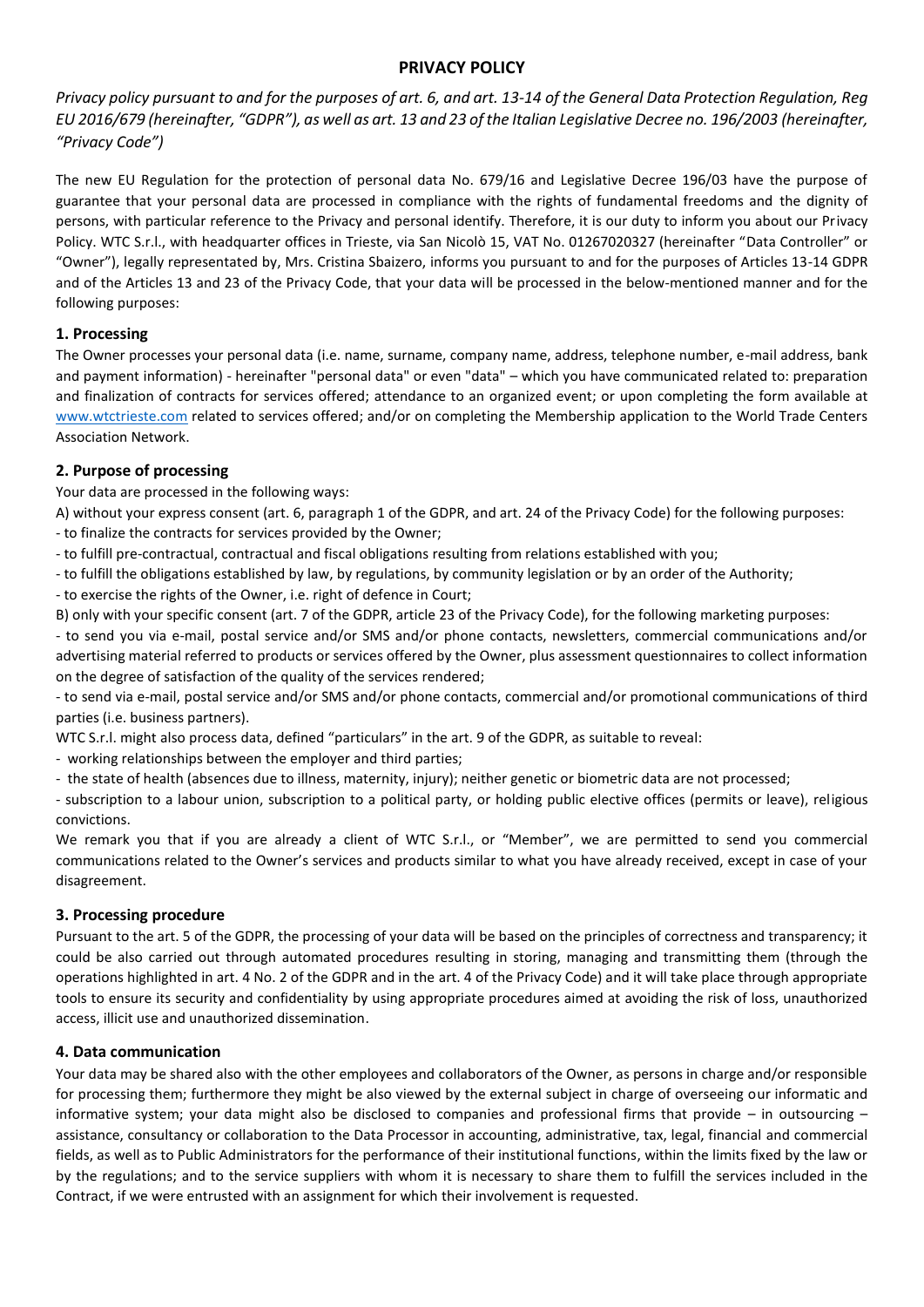# PRIVACY POLICY

*Privacy policy pursuant to and for the purposes of art. 6, and art. 13-14 of the General Data Protection Regulation, Reg EU 2016/679 (hereinafter, "GDPR"), as well as art. 13 and 23 of the Italian Legislative Decree no. 196/2003 (hereinafter, "Privacy Code")*

The new EU Regulation for the protection of personal data No. 679/16 and Legislative Decree 196/03 have the purpose of guarantee that your personal data are processed in compliance with the rights of fundamental freedoms and the dignity of persons, with particular reference to the Privacy and personal identify. Therefore, it is our duty to inform you about our Privacy Policy. WTC S.r.l., with headquarter offices in Trieste, via San Nicolò 15, VAT No. 01267020327 (hereinafter "Data Controller" or "Owner"), legally representated by, Mrs. Cristina Sbaizero, informs you pursuant to and for the purposes of Articles 13-14 GDPR and of the Articles 13 and 23 of the Privacy Code, that your data will be processed in the below-mentioned manner and for the following purposes:

## 1. Processing

The Owner processes your personal data (i.e. name, surname, company name, address, telephone number, e-mail address, bank and payment information) - hereinafter "personal data" or even "data" – which you have communicated related to: preparation and finalization of contracts for services offered; attendance to an organized event; or upon completing the form available at www.wtctrieste.com related to services offered; and/or on completing the Membership application to the World Trade Centers Association Network.

## 2. Purpose of processing

Your data are processed in the following ways:

A) without your express consent (art. 6, paragraph 1 of the GDPR, and art. 24 of the Privacy Code) for the following purposes:

- to finalize the contracts for services provided by the Owner;
- to fulfill pre-contractual, contractual and fiscal obligations resulting from relations established with you;
- to fulfill the obligations established by law, by regulations, by community legislation or by an order of the Authority;
- to exercise the rights of the Owner, i.e. right of defence in Court;

B) only with your specific consent (art. 7 of the GDPR, article 23 of the Privacy Code), for the following marketing purposes:

- to send you via e-mail, postal service and/or SMS and/or phone contacts, newsletters, commercial communications and/or advertising material referred to products or services offered by the Owner, plus assessment questionnaires to collect information on the degree of satisfaction of the quality of the services rendered;
- to send via e-mail, postal service and/or SMS and/or phone contacts, commercial and/or promotional communications of third parties (i.e. business partners).

WTC S.r.l. might also process data, defined "particulars" in the art. 9 of the GDPR, as suitable to reveal:

- working relationships between the employer and third parties;
- the state of health (absences due to illness, maternity, injury); neither genetic or biometric data are not processed;
- subscription to a labour union, subscription to a political party, or holding public elective offices (permits or leave), religious convictions.

We remark you that if you are already a client of WTC S.r.l., or "Member", we are permitted to send you commercial communications related to the Owner's services and products similar to what you have already received, except in case of your disagreement.

## 3. Processing procedure

Pursuant to the art. 5 of the GDPR, the processing of your data will be based on the principles of correctness and transparency; it could be also carried out through automated procedures resulting in storing, managing and transmitting them (through the operations highlighted in art. 4 No. 2 of the GDPR and in the art. 4 of the Privacy Code) and it will take place through appropriate tools to ensure its security and confidentiality by using appropriate procedures aimed at avoiding the risk of loss, unauthorized access, illicit use and unauthorized dissemination.

## 4. Data communication

Your data may be shared also with the other employees and collaborators of the Owner, as persons in charge and/or responsible for processing them; furthermore they might be also viewed by the external subject in charge of overseeing our informatic and informative system; your data might also be disclosed to companies and professional firms that provide – in outsourcing – assistance, consultancy or collaboration to the Data Processor in accounting, administrative, tax, legal, financial and commercial fields, as well as to Public Administrators for the performance of their institutional functions, within the limits fixed by the law or by the regulations; and to the service suppliers with whom it is necessary to share them to fulfill the services included in the Contract, if we were entrusted with an assignment for which their involvement is requested.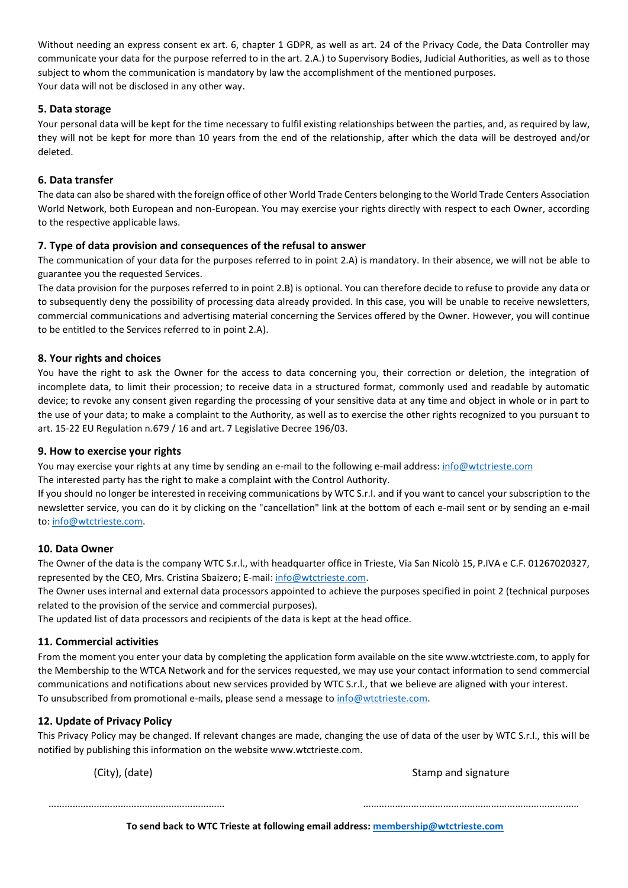Without needing an express consent ex art. 6, chapter 1 GDPR, as well as art. 24 of the Privacy Code, the Data Controller may communicate your data for the purpose referred to in the art. 2.A.) to Supervisory Bodies, Judicial Authorities, as well as to those subject to whom the communication is mandatory by law the accomplishment of the mentioned purposes.
Your data will not be disclosed in any other way.

### 5. Data storage

Your personal data will be kept for the time necessary to fulfil existing relationships between the parties, and, as required by law, they will not be kept for more than 10 years from the end of the relationship, after which the data will be destroyed and/or deleted.

### 6. Data transfer

The data can also be shared with the foreign office of other World Trade Centers belonging to the World Trade Centers Association World Network, both European and non-European. You may exercise your rights directly with respect to each Owner, according to the respective applicable laws.

### 7. Type of data provision and consequences of the refusal to answer

The communication of your data for the purposes referred to in point 2.A) is mandatory. In their absence, we will not be able to guarantee you the requested Services.
The data provision for the purposes referred to in point 2.B) is optional. You can therefore decide to refuse to provide any data or to subsequently deny the possibility of processing data already provided. In this case, you will be unable to receive newsletters, commercial communications and advertising material concerning the Services offered by the Owner. However, you will continue to be entitled to the Services referred to in point 2.A).

### 8. Your rights and choices

You have the right to ask the Owner for the access to data concerning you, their correction or deletion, the integration of incomplete data, to limit their procession; to receive data in a structured format, commonly used and readable by automatic device; to revoke any consent given regarding the processing of your sensitive data at any time and object in whole or in part to the use of your data; to make a complaint to the Authority, as well as to exercise the other rights recognized to you pursuant to art. 15-22 EU Regulation n.679 / 16 and art. 7 Legislative Decree 196/03.

### 9. How to exercise your rights

You may exercise your rights at any time by sending an e-mail to the following e-mail address: info@wtctrieste.com
The interested party has the right to make a complaint with the Control Authority.
If you should no longer be interested in receiving communications by WTC S.r.l. and if you want to cancel your subscription to the newsletter service, you can do it by clicking on the "cancellation" link at the bottom of each e-mail sent or by sending an e-mail to: info@wtctrieste.com.

### 10. Data Owner

The Owner of the data is the company WTC S.r.l., with headquarter office in Trieste, Via San Nicolò 15, P.IVA e C.F. 01267020327, represented by the CEO, Mrs. Cristina Sbaizero; E-mail: info@wtctrieste.com.
The Owner uses internal and external data processors appointed to achieve the purposes specified in point 2 (technical purposes related to the provision of the service and commercial purposes).
The updated list of data processors and recipients of the data is kept at the head office.

### 11. Commercial activities

From the moment you enter your data by completing the application form available on the site www.wtctrieste.com, to apply for the Membership to the WTCA Network and for the services requested, we may use your contact information to send commercial communications and notifications about new services provided by WTC S.r.l., that we believe are aligned with your interest.
To unsubscribed from promotional e-mails, please send a message to info@wtctrieste.com.

### 12. Update of Privacy Policy

This Privacy Policy may be changed. If relevant changes are made, changing the use of data of the user by WTC S.r.l., this will be notified by publishing this information on the website www.wtctrieste.com.

(City), (date) Stamp and signature

……………………………………………………… ………………………………………………………………

**To send back to WTC Trieste at following email address: membership@wtctrieste.com**